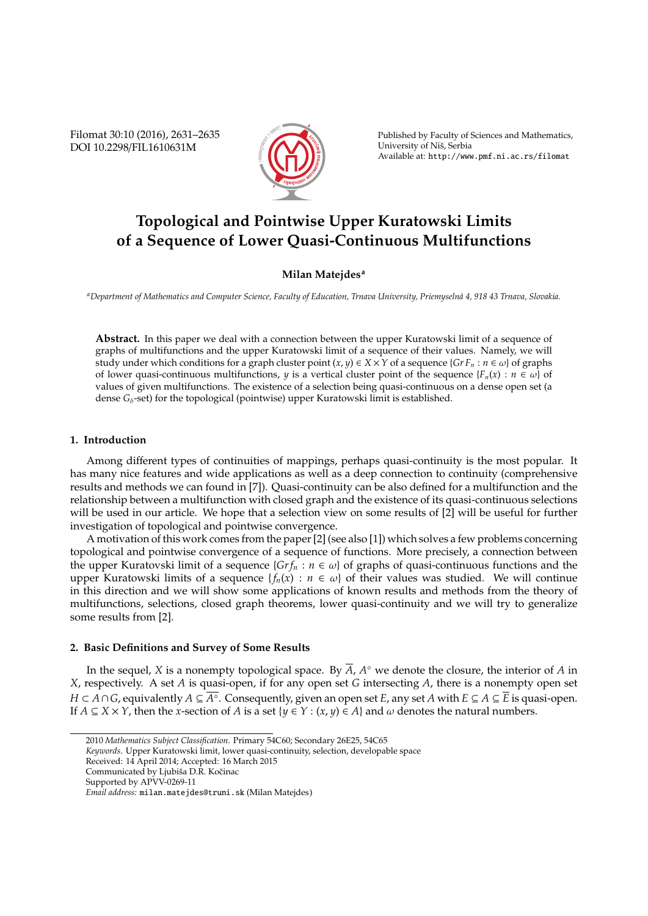# Topological and Pointwise Upper Kuratowski Limits of a Sequence of Lower Quasi-Continuous Multifunctions

**Milan Matejdes**[a]

[a]*Department of Mathematics and Computer Science, Faculty of Education, Trnava University, Priemyselná 4, 918 43 Trnava, Slovakia.*

**Abstract.** In this paper we deal with a connection between the upper Kuratowski limit of a sequence of graphs of multifunctions and the upper Kuratowski limit of a sequence of their values. Namely, we will study under which conditions for a graph cluster point $(x, y) \in X \times Y$ of a sequence $\{Gr\, F_n : n \in \omega\}$ of graphs of lower quasi-continuous multifunctions, $y$ is a vertical cluster point of the sequence $\{F_n(x) : n \in \omega\}$ of values of given multifunctions. The existence of a selection being quasi-continuous on a dense open set (a dense $G_\delta$-set) for the topological (pointwise) upper Kuratowski limit is established.

## 1. Introduction

Among different types of continuities of mappings, perhaps quasi-continuity is the most popular. It has many nice features and wide applications as well as a deep connection to continuity (comprehensive results and methods we can found in [7]). Quasi-continuity can be also defined for a multifunction and the relationship between a multifunction with closed graph and the existence of its quasi-continuous selections will be used in our article. We hope that a selection view on some results of [2] will be useful for further investigation of topological and pointwise convergence.

A motivation of this work comes from the paper [2] (see also [1]) which solves a few problems concerning topological and pointwise convergence of a sequence of functions. More precisely, a connection between the upper Kuratovski limit of a sequence $\{Gr f_n : n \in \omega\}$ of graphs of quasi-continuous functions and the upper Kuratovski limits of a sequence $\{f_n(x) : n \in \omega\}$ of their values was studied. We will continue in this direction and we will show some applications of known results and methods from the theory of multifunctions, selections, closed graph theorems, lower quasi-continuity and we will try to generalize some results from [2].

## 2. Basic Definitions and Survey of Some Results

In the sequel, $X$ is a nonempty topological space. By $\overline{A}$, $A^\circ$ we denote the closure, the interior of $A$ in $X$, respectively. A set $A$ is quasi-open, if for any open set $G$ intersecting $A$, there is a nonempty open set $H \subset A \cap G$, equivalently $A \subseteq \overline{A^\circ}$. Consequently, given an open set $E$, any set $A$ with $E \subseteq A \subseteq \overline{E}$ is quasi-open. If $A \subseteq X \times Y$, then the $x$-section of $A$ is a set $\{y \in Y : (x, y) \in A\}$ and $\omega$ denotes the natural numbers.

---

2010 *Mathematics Subject Classification.* Primary 54C60; Secondary 26E25, 54C65

*Keywords.* Upper Kuratowski limit, lower quasi-continuity, selection, developable space

Received: 14 April 2014; Accepted: 16 March 2015

Communicated by Ljubiša D.R. Kočinac

Supported by APVV-0269-11

*Email address:* milan.matejdes@truni.sk (Milan Matejdes)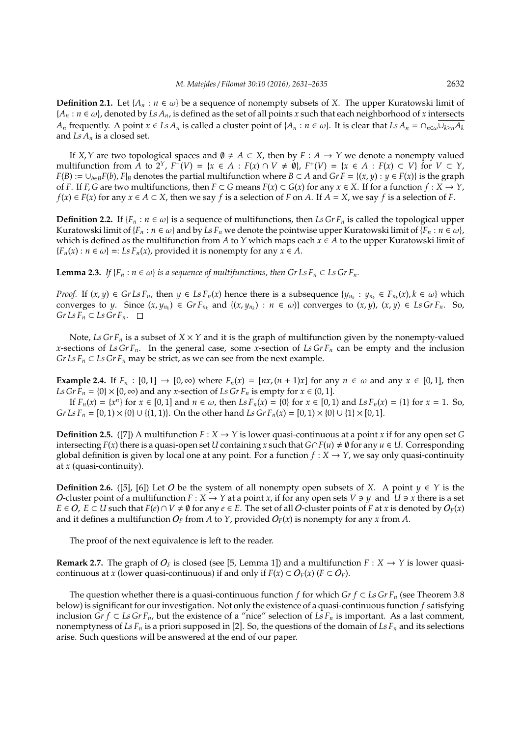**Definition 2.1.** Let $\{A_n : n \in \omega\}$ be a sequence of nonempty subsets of $X$. The upper Kuratowski limit of $\{A_n : n \in \omega\}$, denoted by $Ls\, A_n$, is defined as the set of all points $x$ such that each neighborhood of $x$ intersects $A_n$ frequently. A point $x \in Ls\, A_n$ is called a cluster point of $\{A_n : n \in \omega\}$. It is clear that $Ls\, A_n = \cap_{n\in\omega}\overline{\cup_{k\geq n} A_k}$ and $Ls\, A_n$ is a closed set.

If $X, Y$ are two topological spaces and $\emptyset \neq A \subset X$, then by $F : A \to Y$ we denote a nonempty valued multifunction from $A$ to $2^Y$, $F^-(V) = \{x \in A : F(x) \cap V \neq \emptyset\}$, $F^+(V) = \{x \in A : F(x) \subset V\}$ for $V \subset Y$, $F(B) := \cup_{b\in B} F(b)$, $F|_B$ denotes the partial multifunction where $B \subset A$ and $Gr\, F = \{(x, y) : y \in F(x)\}$ is the graph of $F$. If $F, G$ are two multifunctions, then $F \subset G$ means $F(x) \subset G(x)$ for any $x \in X$. If for a function $f : X \to Y$, $f(x) \in F(x)$ for any $x \in A \subset X$, then we say $f$ is a selection of $F$ on $A$. If $A = X$, we say $f$ is a selection of $F$.

**Definition 2.2.** If $\{F_n : n \in \omega\}$ is a sequence of multifunctions, then $Ls\, Gr\, F_n$ is called the topological upper Kuratowski limit of $\{F_n : n \in \omega\}$ and by $Ls\, F_n$ we denote the pointwise upper Kuratowski limit of $\{F_n : n \in \omega\}$, which is defined as the multifunction from $A$ to $Y$ which maps each $x \in A$ to the upper Kuratowski limit of $\{F_n(x) : n \in \omega\} =: Ls\, F_n(x)$, provided it is nonempty for any $x \in A$.

**Lemma 2.3.** *If $\{F_n : n \in \omega\}$ is a sequence of multifunctions, then $Gr\, Ls\, F_n \subset Ls\, Gr\, F_n$.*

*Proof.* If $(x, y) \in Gr\, Ls\, F_n$, then $y \in Ls\, F_n(x)$ hence there is a subsequence $\{y_{n_k} : y_{n_k} \in F_{n_k}(x), k \in \omega\}$ which converges to $y$. Since $(x, y_{n_k}) \in Gr\, F_{n_k}$ and $\{(x, y_{n_k}) : n \in \omega)\}$ converges to $(x, y)$, $(x, y) \in Ls\, Gr\, F_n$. So, $Gr\, Ls\, F_n \subset Ls\, Gr\, F_n$. $\square$

Note, $Ls\, Gr\, F_n$ is a subset of $X \times Y$ and it is the graph of multifunction given by the nonempty-valued $x$-sections of $Ls\, Gr\, F_n$. In the general case, some $x$-section of $Ls\, Gr\, F_n$ can be empty and the inclusion $Gr\, Ls\, F_n \subset Ls\, Gr\, F_n$ may be strict, as we can see from the next example.

**Example 2.4.** If $F_n : [0, 1] \to [0, \infty)$ where $F_n(x) = [nx, (n + 1)x]$ for any $n \in \omega$ and any $x \in [0, 1]$, then $Ls\, Gr\, F_n = \{0\} \times [0, \infty)$ and any $x$-section of $Ls\, Gr\, F_n$ is empty for $x \in (0, 1]$.

If $F_n(x) = \{x^n\}$ for $x \in [0, 1]$ and $n \in \omega$, then $Ls\, F_n(x) = \{0\}$ for $x \in [0, 1)$ and $Ls\, F_n(x) = \{1\}$ for $x = 1$. So, $Gr\, Ls\, F_n = [0, 1) \times \{0\} \cup \{(1, 1)\}$. On the other hand $Ls\, Gr\, F_n(x) = [0, 1) \times \{0\} \cup \{1\} \times [0, 1]$.

**Definition 2.5.** ([7]) A multifunction $F : X \to Y$ is lower quasi-continuous at a point $x$ if for any open set $G$ intersecting $F(x)$ there is a quasi-open set $U$ containing $x$ such that $G \cap F(u) \neq \emptyset$ for any $u \in U$. Corresponding global definition is given by local one at any point. For a function $f : X \to Y$, we say only quasi-continuity at $x$ (quasi-continuity).

**Definition 2.6.** ([5], [6]) Let $\mathcal{O}$ be the system of all nonempty open subsets of $X$. A point $y \in Y$ is the $\mathcal{O}$-cluster point of a multifunction $F : X \to Y$ at a point $x$, if for any open sets $V \ni y$ and $U \ni x$ there is a set $E \in \mathcal{O}$, $E \subset U$ such that $F(e) \cap V \neq \emptyset$ for any $e \in E$. The set of all $\mathcal{O}$-cluster points of $F$ at $x$ is denoted by $\mathcal{O}_F(x)$ and it defines a multifunction $\mathcal{O}_F$ from $A$ to $Y$, provided $\mathcal{O}_F(x)$ is nonempty for any $x$ from $A$.

The proof of the next equivalence is left to the reader.

**Remark 2.7.** The graph of $\mathcal{O}_F$ is closed (see [5, Lemma 1]) and a multifunction $F : X \to Y$ is lower quasi-continuous at $x$ (lower quasi-continuous) if and only if $F(x) \subset \mathcal{O}_F(x)$ ($F \subset \mathcal{O}_F$).

The question whether there is a quasi-continuous function $f$ for which $Gr\, f \subset Ls\, Gr\, F_n$ (see Theorem 3.8 below) is significant for our investigation. Not only the existence of a quasi-continuous function $f$ satisfying inclusion $Gr\, f \subset Ls\, Gr\, F_n$, but the existence of a "nice" selection of $Ls\, F_n$ is important. As a last comment, nonemptyness of $Ls\, F_n$ is a priori supposed in [2]. So, the questions of the domain of $Ls\, F_n$ and its selections arise. Such questions will be answered at the end of our paper.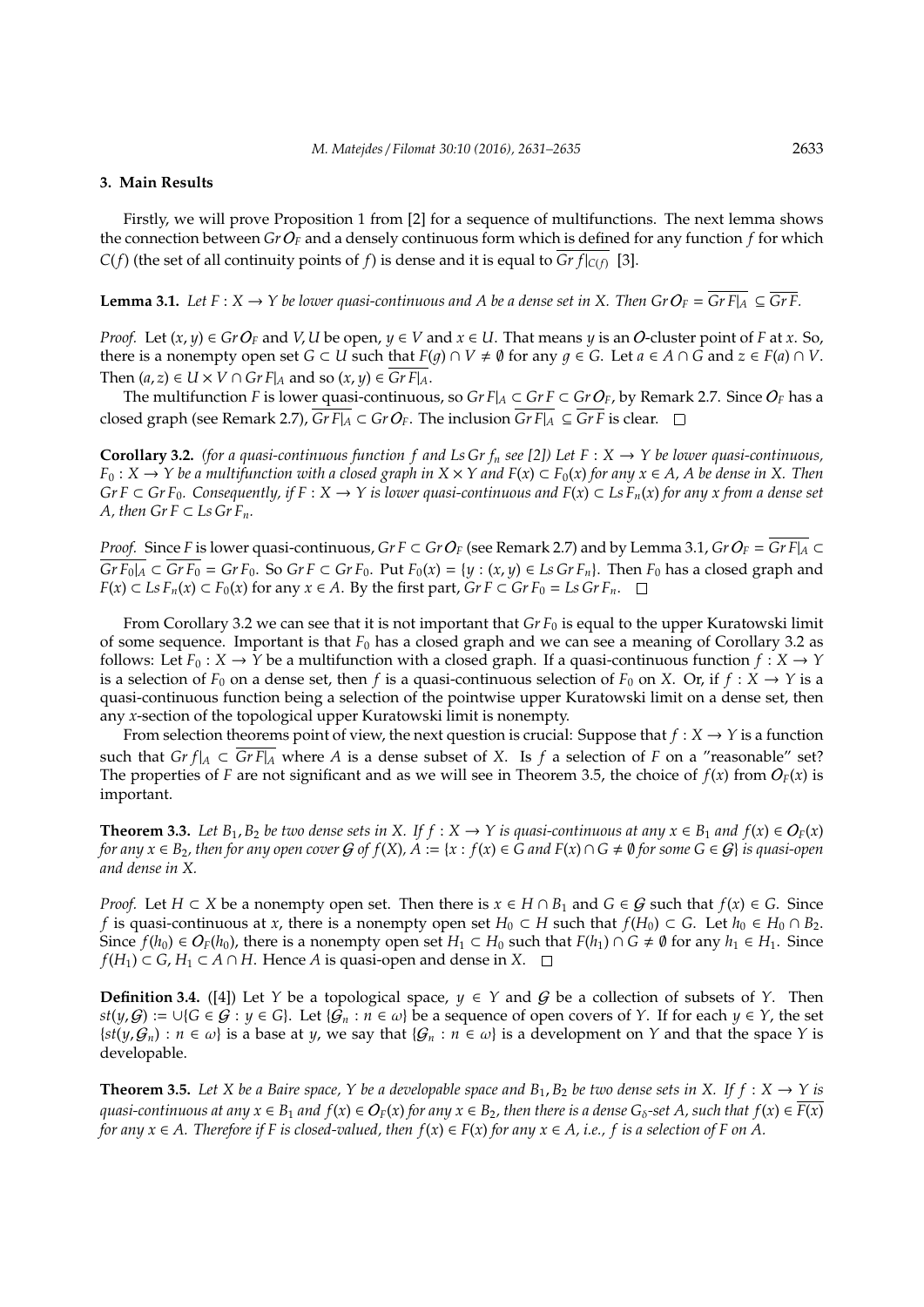## 3. Main Results

Firstly, we will prove Proposition 1 from [2] for a sequence of multifunctions. The next lemma shows the connection between $Gr\,\mathcal{O}_F$ and a densely continuous form which is defined for any function $f$ for which $C(f)$ (the set of all continuity points of $f$) is dense and it is equal to $\overline{Gr\,f|_{C(f)}}$ [3].

**Lemma 3.1.** *Let $F : X \to Y$ be lower quasi-continuous and $A$ be a dense set in $X$. Then $Gr\,\mathcal{O}_F = \overline{Gr\,F|_A} \subseteq \overline{Gr\,F}$.*

*Proof.* Let $(x, y) \in Gr\,\mathcal{O}_F$ and $V, U$ be open, $y \in V$ and $x \in U$. That means $y$ is an $\mathcal{O}$-cluster point of $F$ at $x$. So, there is a nonempty open set $G \subset U$ such that $F(g) \cap V \neq \emptyset$ for any $g \in G$. Let $a \in A \cap G$ and $z \in F(a) \cap V$. Then $(a, z) \in U \times V \cap Gr\,F|_A$ and so $(x, y) \in \overline{Gr\,F|_A}$.

The multifunction $F$ is lower quasi-continuous, so $Gr\,F|_A \subset Gr\,F \subset Gr\,\mathcal{O}_F$, by Remark 2.7. Since $\mathcal{O}_F$ has a closed graph (see Remark 2.7), $\overline{Gr\,F|_A} \subset Gr\,\mathcal{O}_F$. The inclusion $\overline{Gr\,F|_A} \subseteq \overline{Gr\,F}$ is clear. $\square$

**Corollary 3.2.** *(for a quasi-continuous function $f$ and $Ls\,Gr\,f_n$ see [2]) Let $F : X \to Y$ be lower quasi-continuous, $F_0 : X \to Y$ be a multifunction with a closed graph in $X \times Y$ and $F(x) \subset F_0(x)$ for any $x \in A$, $A$ be dense in $X$. Then $Gr\,F \subset Gr\,F_0$. Consequently, if $F : X \to Y$ is lower quasi-continuous and $F(x) \subset Ls\,F_n(x)$ for any $x$ from a dense set $A$, then $Gr\,F \subset Ls\,Gr\,F_n$.*

*Proof.* Since $F$ is lower quasi-continuous, $Gr\,F \subset Gr\,\mathcal{O}_F$ (see Remark 2.7) and by Lemma 3.1, $Gr\,\mathcal{O}_F = \overline{Gr\,F|_A} \subset \overline{Gr\,F_0|_A} \subset \overline{Gr\,F_0} = Gr\,F_0$. So $Gr\,F \subset Gr\,F_0$. Put $F_0(x) = \{y : (x, y) \in Ls\,Gr\,F_n\}$. Then $F_0$ has a closed graph and $F(x) \subset Ls\,F_n(x) \subset F_0(x)$ for any $x \in A$. By the first part, $Gr\,F \subset Gr\,F_0 = Ls\,Gr\,F_n$. $\square$

From Corollary 3.2 we can see that it is not important that $Gr\,F_0$ is equal to the upper Kuratowski limit of some sequence. Important is that $F_0$ has a closed graph and we can see a meaning of Corollary 3.2 as follows: Let $F_0 : X \to Y$ be a multifunction with a closed graph. If a quasi-continuous function $f : X \to Y$ is a selection of $F_0$ on a dense set, then $f$ is a quasi-continuous selection of $F_0$ on $X$. Or, if $f : X \to Y$ is a quasi-continuous function being a selection of the pointwise upper Kuratowski limit on a dense set, then any $x$-section of the topological upper Kuratowski limit is nonempty.

From selection theorems point of view, the next question is crucial: Suppose that $f : X \to Y$ is a function such that $Gr\,f|_A \subset \overline{Gr\,F|_A}$ where $A$ is a dense subset of $X$. Is $f$ a selection of $F$ on a "reasonable" set? The properties of $F$ are not significant and as we will see in Theorem 3.5, the choice of $f(x)$ from $\mathcal{O}_F(x)$ is important.

**Theorem 3.3.** *Let $B_1, B_2$ be two dense sets in $X$. If $f : X \to Y$ is quasi-continuous at any $x \in B_1$ and $f(x) \in \mathcal{O}_F(x)$ for any $x \in B_2$, then for any open cover $\mathcal{G}$ of $f(X)$, $A := \{x : f(x) \in G$ and $F(x) \cap G \neq \emptyset$ for some $G \in \mathcal{G}\}$ is quasi-open and dense in $X$.*

*Proof.* Let $H \subset X$ be a nonempty open set. Then there is $x \in H \cap B_1$ and $G \in \mathcal{G}$ such that $f(x) \in G$. Since $f$ is quasi-continuous at $x$, there is a nonempty open set $H_0 \subset H$ such that $f(H_0) \subset G$. Let $h_0 \in H_0 \cap B_2$. Since $f(h_0) \in \mathcal{O}_F(h_0)$, there is a nonempty open set $H_1 \subset H_0$ such that $F(h_1) \cap G \neq \emptyset$ for any $h_1 \in H_1$. Since $f(H_1) \subset G$, $H_1 \subset A \cap H$. Hence $A$ is quasi-open and dense in $X$. $\square$

**Definition 3.4.** ([4]) Let $Y$ be a topological space, $y \in Y$ and $\mathcal{G}$ be a collection of subsets of $Y$. Then $st(y, \mathcal{G}) := \cup\{G \in \mathcal{G} : y \in G\}$. Let $\{\mathcal{G}_n : n \in \omega\}$ be a sequence of open covers of $Y$. If for each $y \in Y$, the set $\{st(y, \mathcal{G}_n) : n \in \omega\}$ is a base at $y$, we say that $\{\mathcal{G}_n : n \in \omega\}$ is a development on $Y$ and that the space $Y$ is developable.

**Theorem 3.5.** *Let $X$ be a Baire space, $Y$ be a developable space and $B_1, B_2$ be two dense sets in $X$. If $f : X \to Y$ is quasi-continuous at any $x \in B_1$ and $f(x) \in \mathcal{O}_F(x)$ for any $x \in B_2$, then there is a dense $G_\delta$-set $A$, such that $f(x) \in \overline{F(x)}$ for any $x \in A$. Therefore if $F$ is closed-valued, then $f(x) \in F(x)$ for any $x \in A$, i.e., $f$ is a selection of $F$ on $A$.*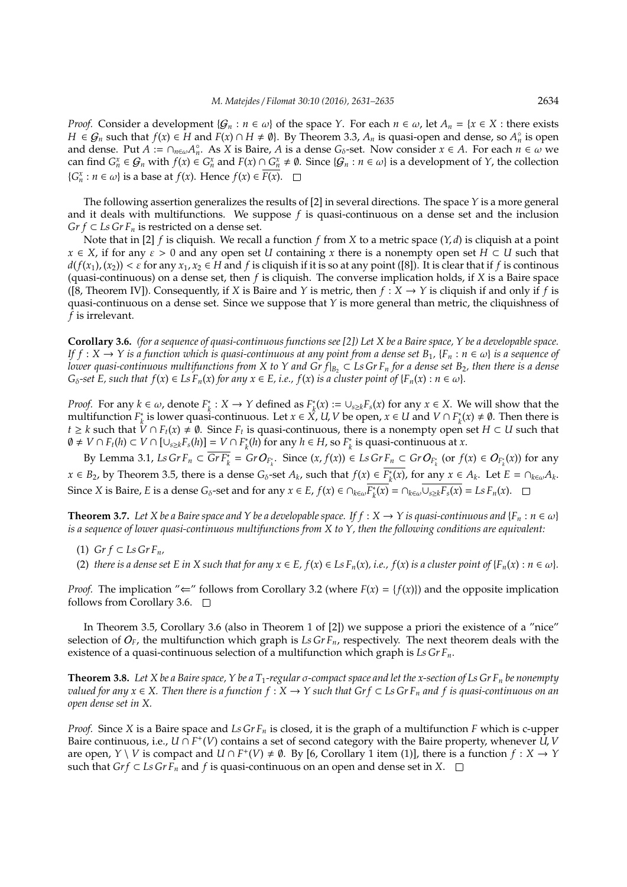*Proof.* Consider a development $\{\mathcal{G}_n : n \in \omega\}$ of the space $Y$. For each $n \in \omega$, let $A_n = \{x \in X :$ there exists $H \in \mathcal{G}_n$ such that $f(x) \in H$ and $F(x) \cap H \neq \emptyset\}$. By Theorem 3.3, $A_n$ is quasi-open and dense, so $A_n^\circ$ is open and dense. Put $A := \cap_{n\in\omega} A_n^\circ$. As $X$ is Baire, $A$ is a dense $G_\delta$-set. Now consider $x \in A$. For each $n \in \omega$ we can find $G_n^x \in \mathcal{G}_n$ with $f(x) \in G_n^x$ and $F(x) \cap G_n^x \neq \emptyset$. Since $\{\mathcal{G}_n : n \in \omega\}$ is a development of $Y$, the collection $\{G_n^x : n \in \omega\}$ is a base at $f(x)$. Hence $f(x) \in \overline{F(x)}$. □

The following assertion generalizes the results of [2] in several directions. The space $Y$ is a more general and it deals with multifunctions. We suppose $f$ is quasi-continuous on a dense set and the inclusion $Gr\, f \subset Ls\, Gr\, F_n$ is restricted on a dense set.

Note that in [2] $f$ is cliquish. We recall a function $f$ from $X$ to a metric space $(Y, d)$ is cliquish at a point $x \in X$, if for any $\varepsilon > 0$ and any open set $U$ containing $x$ there is a nonempty open set $H \subset U$ such that $d(f(x_1), (x_2)) < \varepsilon$ for any $x_1, x_2 \in H$ and $f$ is cliquish if it is so at any point ([8]). It is clear that if $f$ is continous (quasi-continuous) on a dense set, then $f$ is cliquish. The converse implication holds, if $X$ is a Baire space ([8, Theorem IV]). Consequently, if $X$ is Baire and $Y$ is metric, then $f : X \to Y$ is cliquish if and only if $f$ is quasi-continuous on a dense set. Since we suppose that $Y$ is more general than metric, the cliquishness of $f$ is irrelevant.

**Corollary 3.6.** *(for a sequence of quasi-continuous functions see [2]) Let $X$ be a Baire space, $Y$ be a developable space. If $f : X \to Y$ is a function which is quasi-continuous at any point from a dense set $B_1$, $\{F_n : n \in \omega\}$ is a sequence of lower quasi-continuous multifunctions from $X$ to $Y$ and $Gr\, f|_{B_2} \subset Ls\, Gr\, F_n$ for a dense set $B_2$, then there is a dense $G_\delta$-set $E$, such that $f(x) \in Ls\, F_n(x)$ for any $x \in E$, i.e., $f(x)$ is a cluster point of $\{F_n(x) : n \in \omega\}$.*

*Proof.* For any $k \in \omega$, denote $F_k^* : X \to Y$ defined as $F_k^*(x) := \cup_{s\geq k} F_s(x)$ for any $x \in X$. We will show that the multifunction $F_k^*$ is lower quasi-continuous. Let $x \in X$, $U, V$ be open, $x \in U$ and $V \cap F_k^*(x) \neq \emptyset$. Then there is $t \geq k$ such that $V \cap F_t(x) \neq \emptyset$. Since $F_t$ is quasi-continuous, there is a nonempty open set $H \subset U$ such that $\emptyset \neq V \cap F_t(h) \subset V \cap [\cup_{s\geq k} F_s(h)] = V \cap F_k^*(h)$ for any $h \in H$, so $F_k^*$ is quasi-continuous at $x$.

By Lemma 3.1, $Ls\, Gr\, F_n \subset \overline{Gr\, F_k^*} = Gr\, \mathcal{O}_{F_k^*}$. Since $(x, f(x)) \in Ls\, Gr\, F_n \subset Gr\, \mathcal{O}_{F_k^*}$ (or $f(x) \in \mathcal{O}_{F_k^*}(x)$) for any $x \in B_2$, by Theorem 3.5, there is a dense $G_\delta$-set $A_k$, such that $f(x) \in \overline{F_k^*(x)}$, for any $x \in A_k$. Let $E = \cap_{k\in\omega} A_k$. Since $X$ is Baire, $E$ is a dense $G_\delta$-set and for any $x \in E$, $f(x) \in \cap_{k\in\omega} \overline{F_k^*(x)} = \cap_{k\in\omega} \overline{\cup_{s\geq k} F_s(x)} = Ls\, F_n(x)$. □

**Theorem 3.7.** *Let $X$ be a Baire space and $Y$ be a developable space. If $f : X \to Y$ is quasi-continuous and $\{F_n : n \in \omega\}$ is a sequence of lower quasi-continuous multifunctions from $X$ to $Y$, then the following conditions are equivalent:*

(1) *$Gr\, f \subset Ls\, Gr\, F_n$,*

(2) *there is a dense set $E$ in $X$ such that for any $x \in E$, $f(x) \in Ls\, F_n(x)$, i.e., $f(x)$ is a cluster point of $\{F_n(x) : n \in \omega\}$.*

*Proof.* The implication "$\Leftarrow$" follows from Corollary 3.2 (where $F(x) = \{f(x)\}$) and the opposite implication follows from Corollary 3.6. □

In Theorem 3.5, Corollary 3.6 (also in Theorem 1 of [2]) we suppose a priori the existence of a "nice" selection of $\mathcal{O}_F$, the multifunction which graph is $Ls\, Gr\, F_n$, respectively. The next theorem deals with the existence of a quasi-continuous selection of a multifunction which graph is $Ls\, Gr\, F_n$.

**Theorem 3.8.** *Let $X$ be a Baire space, $Y$ be a $T_1$-regular $\sigma$-compact space and let the $x$-section of $Ls\, Gr\, F_n$ be nonempty valued for any $x \in X$. Then there is a function $f : X \to Y$ such that $Grf \subset Ls\, Gr\, F_n$ and $f$ is quasi-continuous on an open dense set in $X$.*

*Proof.* Since $X$ is a Baire space and $Ls\, Gr\, F_n$ is closed, it is the graph of a multifunction $F$ which is c-upper Baire continuous, i.e., $U \cap F^+(V)$ contains a set of second category with the Baire property, whenever $U, V$ are open, $Y \setminus V$ is compact and $U \cap F^+(V) \neq \emptyset$. By [6, Corollary 1 item (1)], there is a function $f : X \to Y$ such that $Grf \subset Ls\, Gr\, F_n$ and $f$ is quasi-continuous on an open and dense set in $X$. □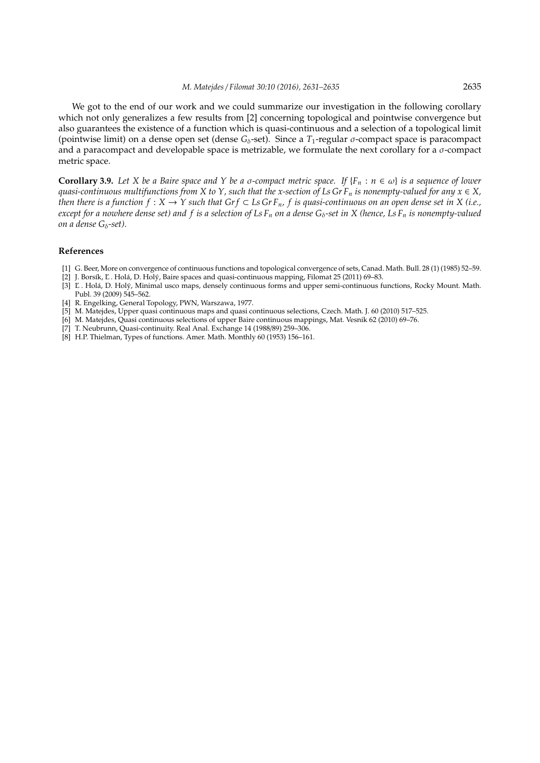We got to the end of our work and we could summarize our investigation in the following corollary which not only generalizes a few results from [2] concerning topological and pointwise convergence but also guarantees the existence of a function which is quasi-continuous and a selection of a topological limit (pointwise limit) on a dense open set (dense $G_\delta$-set). Since a $T_1$-regular $\sigma$-compact space is paracompact and a paracompact and developable space is metrizable, we formulate the next corollary for a $\sigma$-compact metric space.

**Corollary 3.9.** *Let $X$ be a Baire space and $Y$ be a $\sigma$-compact metric space. If $\{F_n : n \in \omega\}$ is a sequence of lower quasi-continuous multifunctions from $X$ to $Y$, such that the $x$-section of $Ls\, Gr\, F_n$ is nonempty-valued for any $x \in X$, then there is a function $f : X \to Y$ such that $Gr f \subset Ls\, Gr\, F_n$, $f$ is quasi-continuous on an open dense set in $X$ (i.e., except for a nowhere dense set) and $f$ is a selection of $Ls\, F_n$ on a dense $G_\delta$-set in $X$ (hence, $Ls\, F_n$ is nonempty-valued on a dense $G_\delta$-set).*

## References

[1] G. Beer, More on convergence of continuous functions and topological convergence of sets, Canad. Math. Bull. 28 (1) (1985) 52–59.

[2] J. Borsík, Ľ. Holá, D. Holý, Baire spaces and quasi-continuous mapping, Filomat 25 (2011) 69–83.

[3] Ľ. Holá, D. Holý, Minimal usco maps, densely continuous forms and upper semi-continuous functions, Rocky Mount. Math. Publ. 39 (2009) 545–562.

[4] R. Engelking, General Topology, PWN, Warszawa, 1977.

[5] M. Matejdes, Upper quasi continuous maps and quasi continuous selections, Czech. Math. J. 60 (2010) 517–525.

[6] M. Matejdes, Quasi continuous selections of upper Baire continuous mappings, Mat. Vesnik 62 (2010) 69–76.

[7] T. Neubrunn, Quasi-continuity. Real Anal. Exchange 14 (1988/89) 259–306.

[8] H.P. Thielman, Types of functions. Amer. Math. Monthly 60 (1953) 156–161.